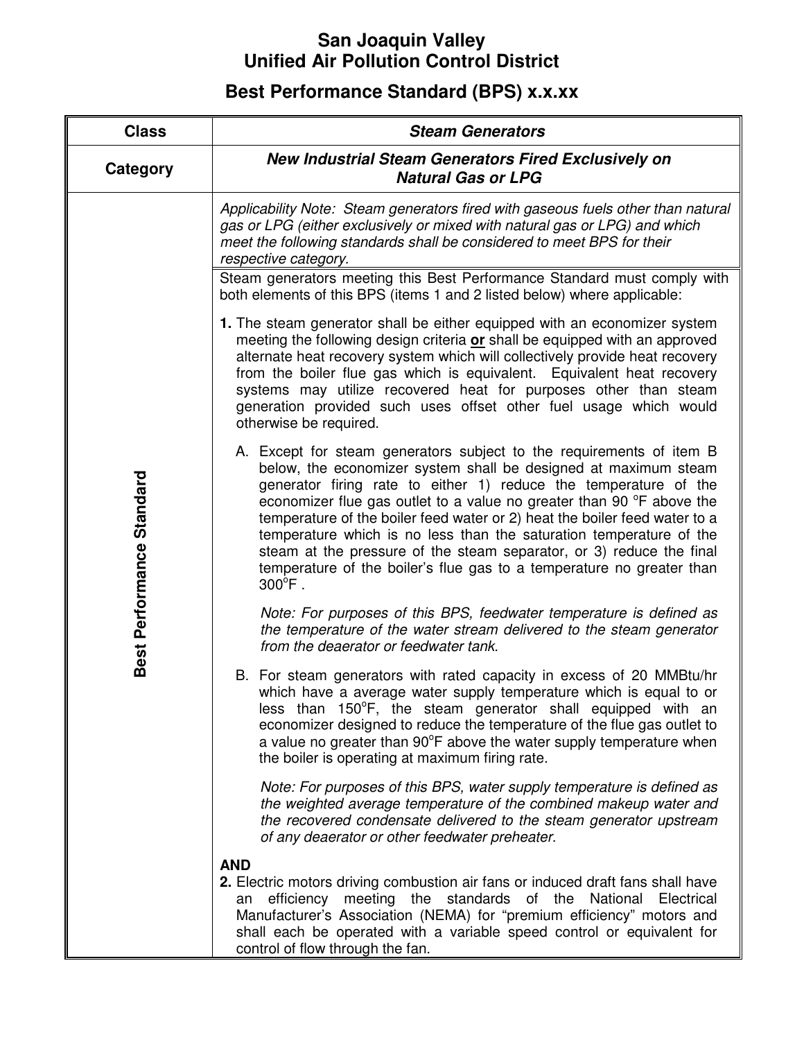# San Joaquin Valley Unified Air Pollution Control District

## Best Performance Standard (BPS) x.x.xx

| Class | ***Steam Generators*** |
|---|---|
| **Category** | ***New Industrial Steam Generators Fired Exclusively on Natural Gas or LPG*** |
| **Best Performance Standard** | *Applicability Note: Steam generators fired with gaseous fuels other than natural gas or LPG (either exclusively or mixed with natural gas or LPG) and which meet the following standards shall be considered to meet BPS for their respective category.* |

Steam generators meeting this Best Performance Standard must comply with both elements of this BPS (items 1 and 2 listed below) where applicable:

**1.** The steam generator shall be either equipped with an economizer system meeting the following design criteria **or** shall be equipped with an approved alternate heat recovery system which will collectively provide heat recovery from the boiler flue gas which is equivalent. Equivalent heat recovery systems may utilize recovered heat for purposes other than steam generation provided such uses offset other fuel usage which would otherwise be required.

A. Except for steam generators subject to the requirements of item B below, the economizer system shall be designed at maximum steam generator firing rate to either 1) reduce the temperature of the economizer flue gas outlet to a value no greater than 90 °F above the temperature of the boiler feed water or 2) heat the boiler feed water to a temperature which is no less than the saturation temperature of the steam at the pressure of the steam separator, or 3) reduce the final temperature of the boiler's flue gas to a temperature no greater than 300°F .

*Note: For purposes of this BPS, feedwater temperature is defined as the temperature of the water stream delivered to the steam generator from the deaerator or feedwater tank.*

B. For steam generators with rated capacity in excess of 20 MMBtu/hr which have a average water supply temperature which is equal to or less than 150°F, the steam generator shall equipped with an economizer designed to reduce the temperature of the flue gas outlet to a value no greater than 90°F above the water supply temperature when the boiler is operating at maximum firing rate.

*Note: For purposes of this BPS, water supply temperature is defined as the weighted average temperature of the combined makeup water and the recovered condensate delivered to the steam generator upstream of any deaerator or other feedwater preheater.*

**AND**

**2.** Electric motors driving combustion air fans or induced draft fans shall have an efficiency meeting the standards of the National Electrical Manufacturer's Association (NEMA) for "premium efficiency" motors and shall each be operated with a variable speed control or equivalent for control of flow through the fan.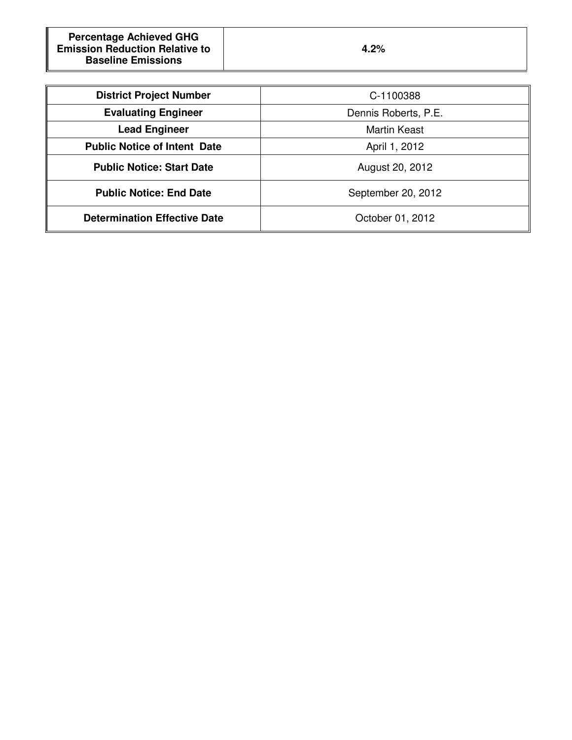| | |
|---|---|
| **Percentage Achieved GHG Emission Reduction Relative to Baseline Emissions** | **4.2%** |

| | |
|---|---|
| **District Project Number** | C-1100388 |
| **Evaluating Engineer** | Dennis Roberts, P.E. |
| **Lead Engineer** | Martin Keast |
| **Public Notice of Intent Date** | April 1, 2012 |
| **Public Notice: Start Date** | August 20, 2012 |
| **Public Notice: End Date** | September 20, 2012 |
| **Determination Effective Date** | October 01, 2012 |